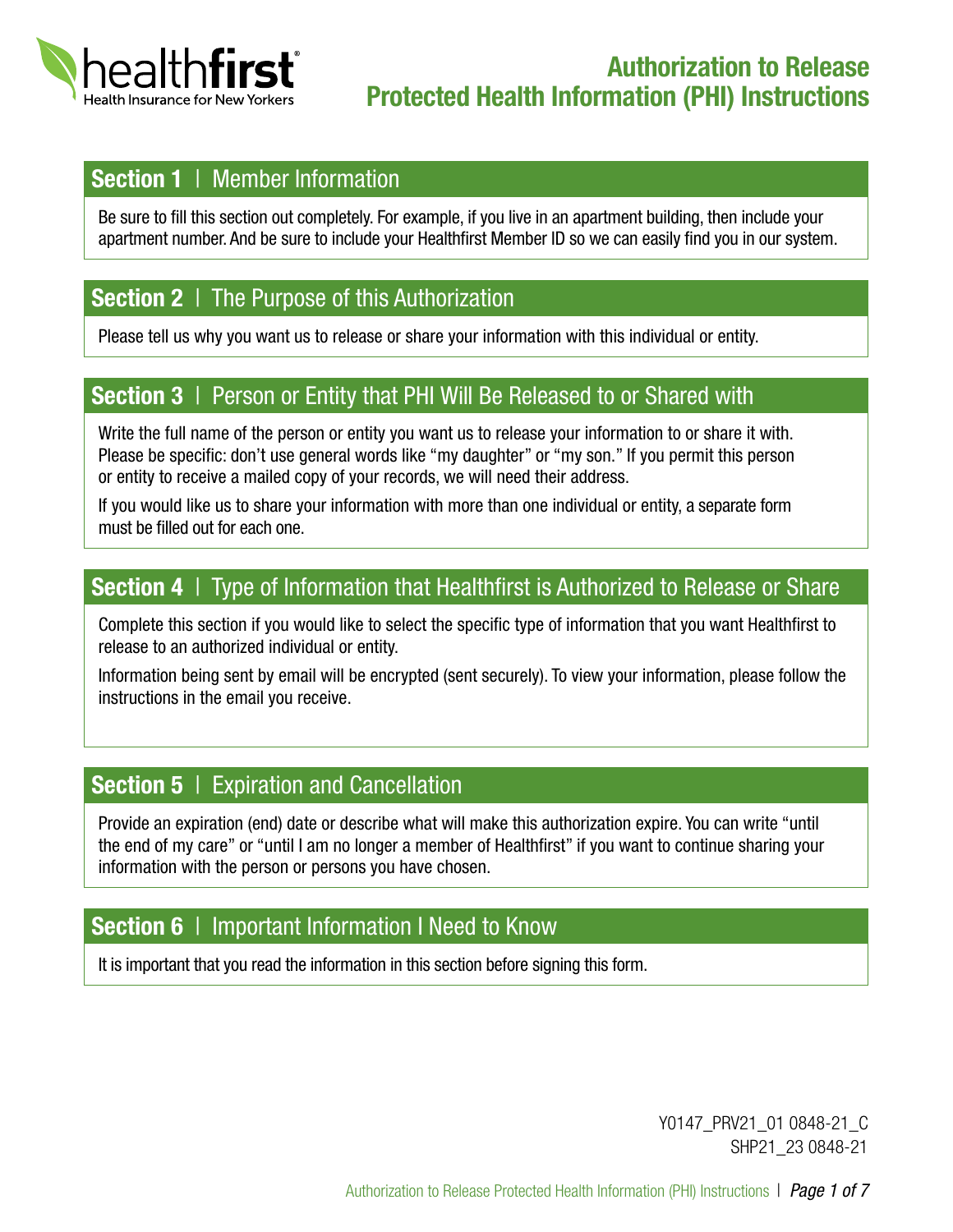healthfirst
Health Insurance for New Yorkers

# Authorization to Release Protected Health Information (PHI) Instructions

## Section 1 | Member Information

Be sure to fill this section out completely. For example, if you live in an apartment building, then include your apartment number. And be sure to include your Healthfirst Member ID so we can easily find you in our system.

## Section 2 | The Purpose of this Authorization

Please tell us why you want us to release or share your information with this individual or entity.

## Section 3 | Person or Entity that PHI Will Be Released to or Shared with

Write the full name of the person or entity you want us to release your information to or share it with. Please be specific: don't use general words like "my daughter" or "my son." If you permit this person or entity to receive a mailed copy of your records, we will need their address.

If you would like us to share your information with more than one individual or entity, a separate form must be filled out for each one.

## Section 4 | Type of Information that Healthfirst is Authorized to Release or Share

Complete this section if you would like to select the specific type of information that you want Healthfirst to release to an authorized individual or entity.

Information being sent by email will be encrypted (sent securely). To view your information, please follow the instructions in the email you receive.

## Section 5 | Expiration and Cancellation

Provide an expiration (end) date or describe what will make this authorization expire. You can write "until the end of my care" or "until I am no longer a member of Healthfirst" if you want to continue sharing your information with the person or persons you have chosen.

## Section 6 | Important Information I Need to Know

It is important that you read the information in this section before signing this form.

Y0147_PRV21_01 0848-21_C
SHP21_23 0848-21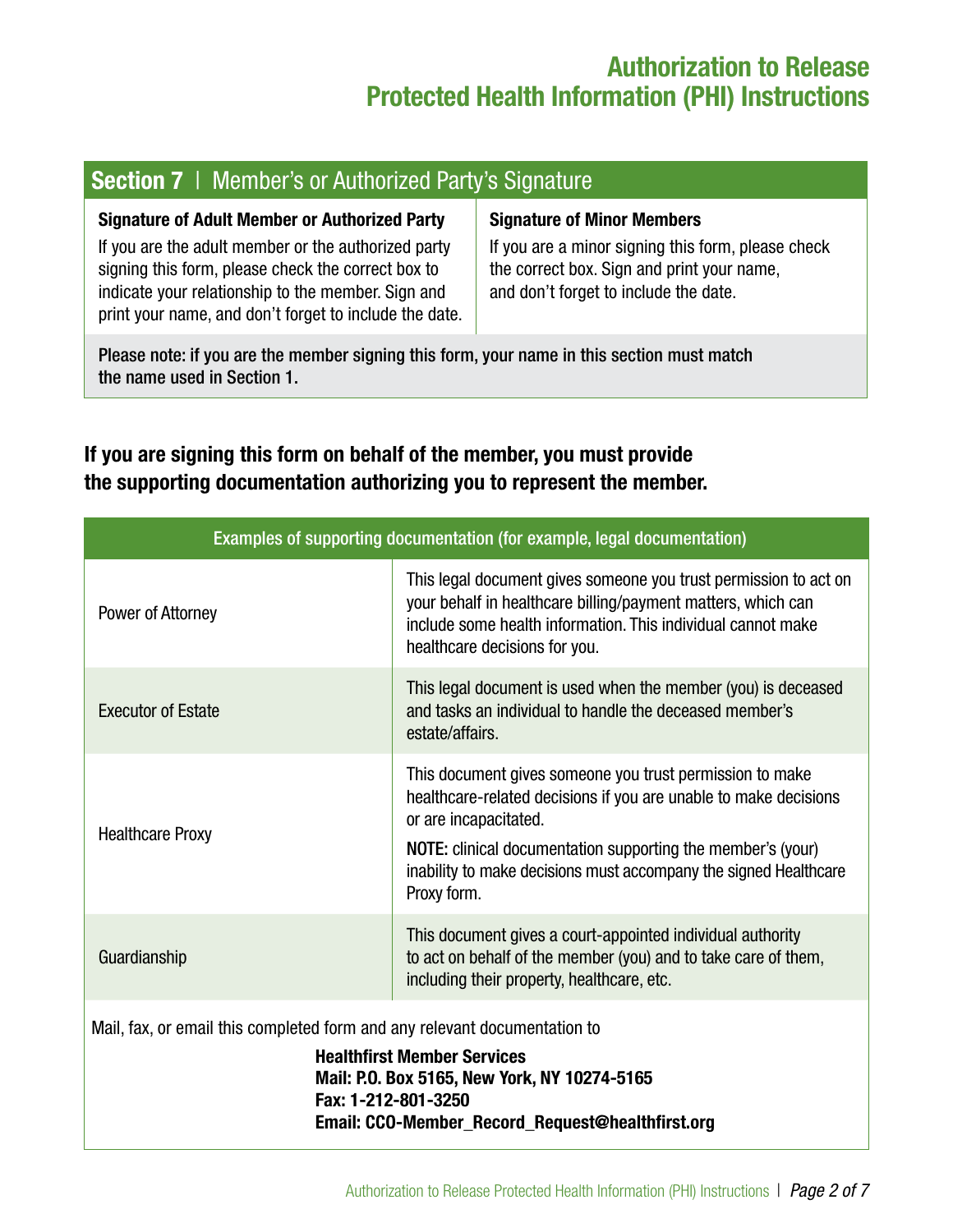## Section 7 | Member's or Authorized Party's Signature

**Signature of Adult Member or Authorized Party**

If you are the adult member or the authorized party signing this form, please check the correct box to indicate your relationship to the member. Sign and print your name, and don't forget to include the date.

**Signature of Minor Members**

If you are a minor signing this form, please check the correct box. Sign and print your name, and don't forget to include the date.

**Please note: if you are the member signing this form, your name in this section must match the name used in Section 1.**

### If you are signing this form on behalf of the member, you must provide the supporting documentation authorizing you to represent the member.

| Examples of supporting documentation (for example, legal documentation) | |
|---|---|
| Power of Attorney | This legal document gives someone you trust permission to act on your behalf in healthcare billing/payment matters, which can include some health information. This individual cannot make healthcare decisions for you. |
| Executor of Estate | This legal document is used when the member (you) is deceased and tasks an individual to handle the deceased member's estate/affairs. |
| Healthcare Proxy | This document gives someone you trust permission to make healthcare-related decisions if you are unable to make decisions or are incapacitated.<br>**NOTE:** clinical documentation supporting the member's (your) inability to make decisions must accompany the signed Healthcare Proxy form. |
| Guardianship | This document gives a court-appointed individual authority to act on behalf of the member (you) and to take care of them, including their property, healthcare, etc. |

Mail, fax, or email this completed form and any relevant documentation to

**Healthfirst Member Services**
**Mail: P.O. Box 5165, New York, NY 10274-5165**
**Fax: 1-212-801-3250**
**Email: CCO-Member_Record_Request@healthfirst.org**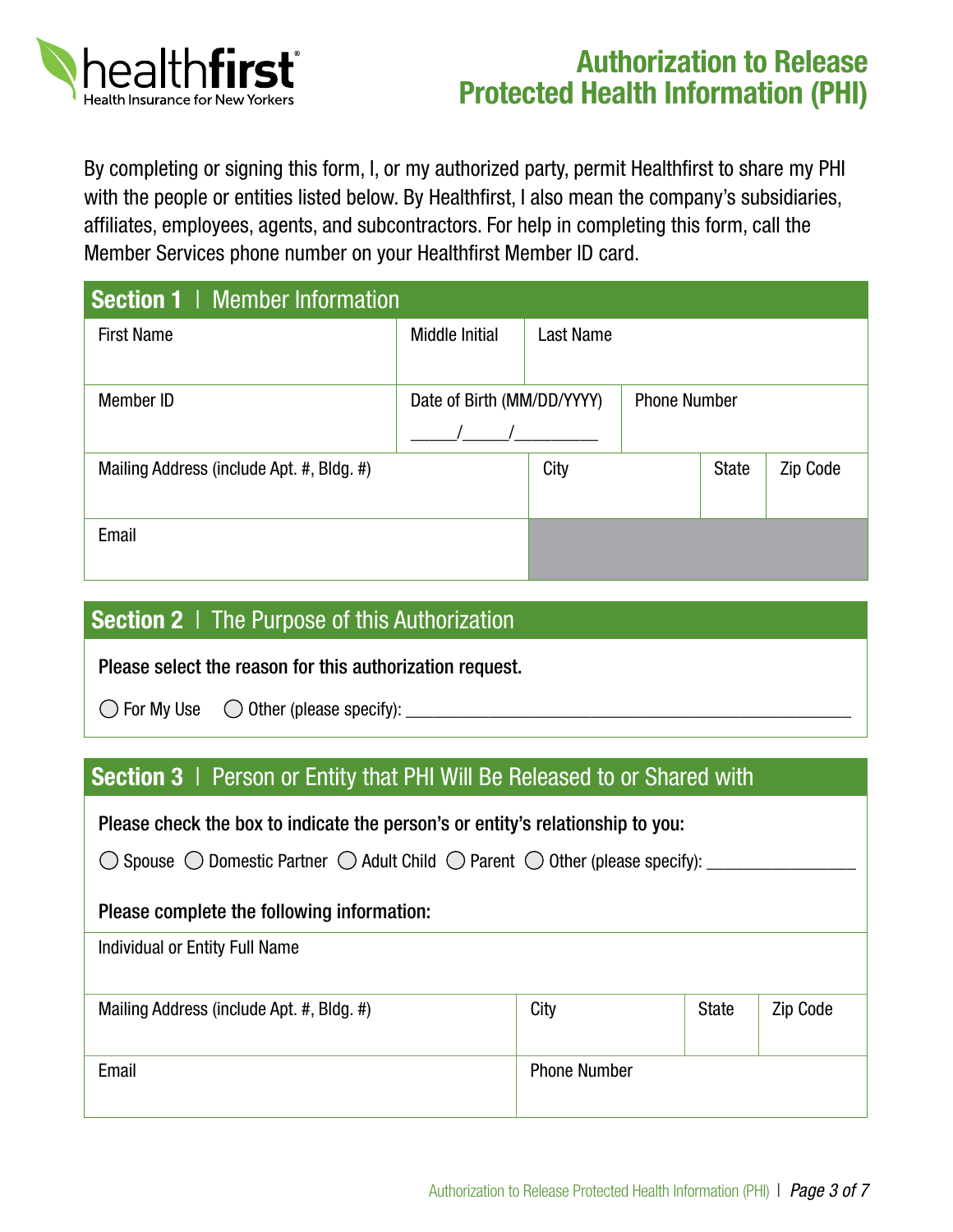healthfirst
Health Insurance for New Yorkers

# Authorization to Release Protected Health Information (PHI)

By completing or signing this form, I, or my authorized party, permit Healthfirst to share my PHI with the people or entities listed below. By Healthfirst, I also mean the company's subsidiaries, affiliates, employees, agents, and subcontractors. For help in completing this form, call the Member Services phone number on your Healthfirst Member ID card.

## Section 1 | Member Information

| First Name | Middle Initial | Last Name | | |
|---|---|---|---|---|
| Member ID | Date of Birth (MM/DD/YYYY) _____/_____/_________ | Phone Number | | |
| Mailing Address (include Apt. #, Bldg. #) | | City | State | Zip Code |
| Email | | | | |

## Section 2 | The Purpose of this Authorization

**Please select the reason for this authorization request.**

◯ For My Use ◯ Other (please specify): _______________________________________________

## Section 3 | Person or Entity that PHI Will Be Released to or Shared with

**Please check the box to indicate the person's or entity's relationship to you:**

◯ Spouse ◯ Domestic Partner ◯ Adult Child ◯ Parent ◯ Other (please specify): _______________

**Please complete the following information:**

| Individual or Entity Full Name | | | |
|---|---|---|---|
| Mailing Address (include Apt. #, Bldg. #) | City | State | Zip Code |
| Email | Phone Number | | |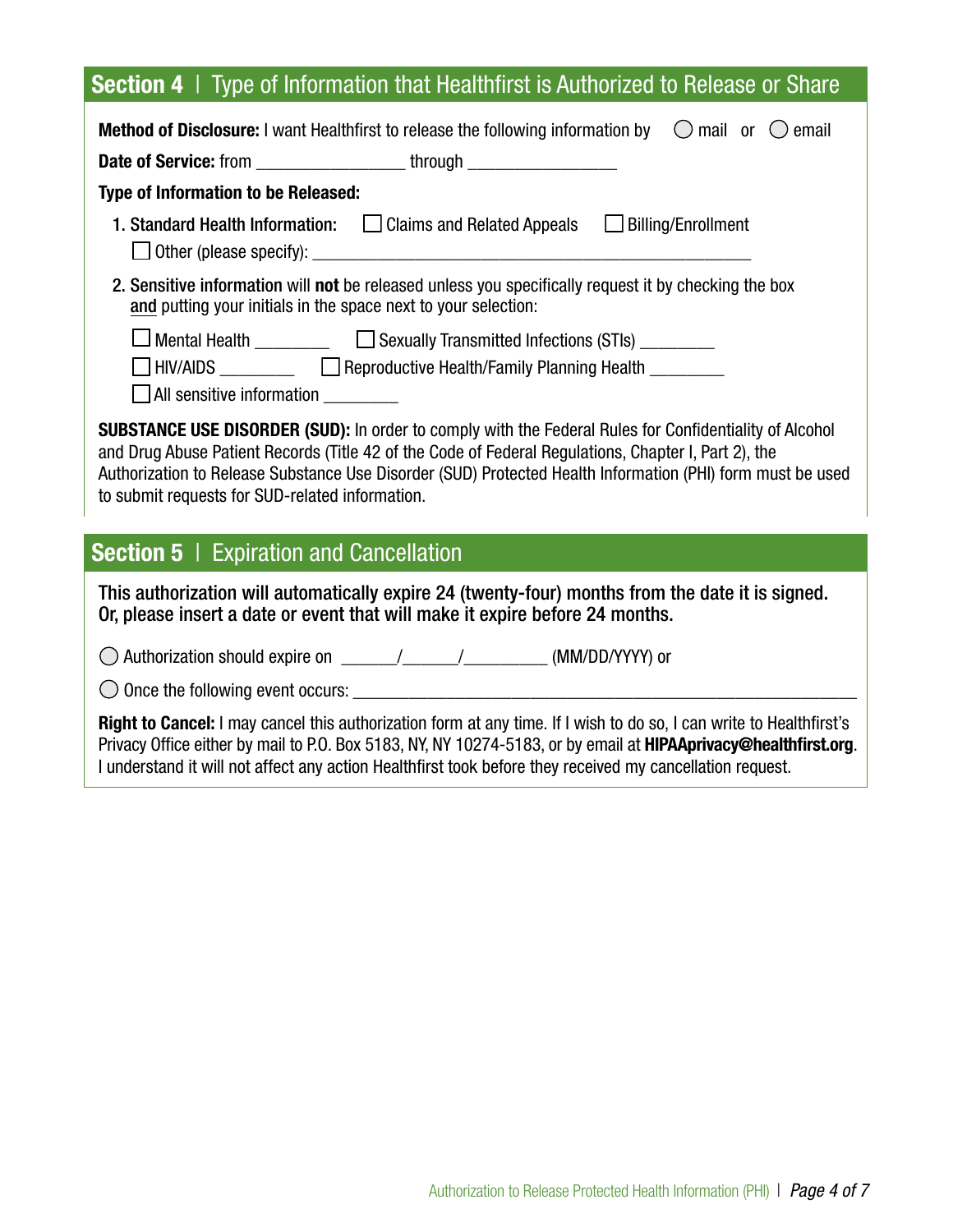## Section 4 | Type of Information that Healthfirst is Authorized to Release or Share

**Method of Disclosure:** I want Healthfirst to release the following information by ◯ mail or ◯ email

**Date of Service:** from ________________ through ________________

**Type of Information to be Released:**

1. **Standard Health Information:** ☐ Claims and Related Appeals ☐ Billing/Enrollment
   ☐ Other (please specify): ________________________________________________

2. **Sensitive information** will **not** be released unless you specifically request it by checking the box and putting your initials in the space next to your selection:

   ☐ Mental Health ________ ☐ Sexually Transmitted Infections (STIs) ________
   ☐ HIV/AIDS ________ ☐ Reproductive Health/Family Planning Health ________
   ☐ All sensitive information ________

**SUBSTANCE USE DISORDER (SUD):** In order to comply with the Federal Rules for Confidentiality of Alcohol and Drug Abuse Patient Records (Title 42 of the Code of Federal Regulations, Chapter I, Part 2), the Authorization to Release Substance Use Disorder (SUD) Protected Health Information (PHI) form must be used to submit requests for SUD-related information.

## Section 5 | Expiration and Cancellation

**This authorization will automatically expire 24 (twenty-four) months from the date it is signed. Or, please insert a date or event that will make it expire before 24 months.**

◯ Authorization should expire on ______/______/_________ (MM/DD/YYYY) or

◯ Once the following event occurs: ________________________________________________

**Right to Cancel:** I may cancel this authorization form at any time. If I wish to do so, I can write to Healthfirst's Privacy Office either by mail to P.O. Box 5183, NY, NY 10274-5183, or by email at **HIPAAprivacy@healthfirst.org**. I understand it will not affect any action Healthfirst took before they received my cancellation request.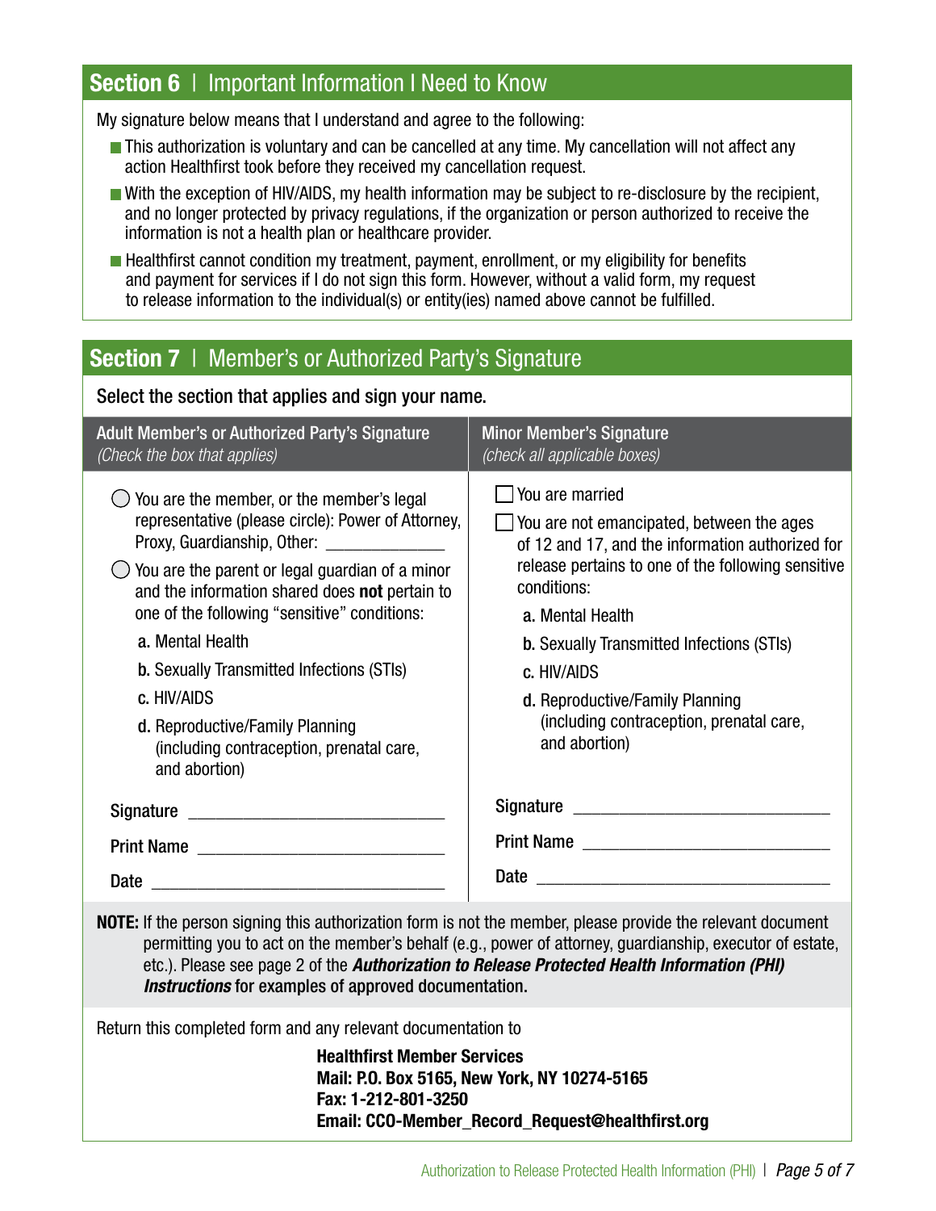## Section 6 | Important Information I Need to Know

My signature below means that I understand and agree to the following:

- This authorization is voluntary and can be cancelled at any time. My cancellation will not affect any action Healthfirst took before they received my cancellation request.
- With the exception of HIV/AIDS, my health information may be subject to re-disclosure by the recipient, and no longer protected by privacy regulations, if the organization or person authorized to receive the information is not a health plan or healthcare provider.
- Healthfirst cannot condition my treatment, payment, enrollment, or my eligibility for benefits and payment for services if I do not sign this form. However, without a valid form, my request to release information to the individual(s) or entity(ies) named above cannot be fulfilled.

## Section 7 | Member's or Authorized Party's Signature

**Select the section that applies and sign your name.**

| Adult Member's or Authorized Party's Signature *(Check the box that applies)* | Minor Member's Signature *(check all applicable boxes)* |
|---|---|
| ◯ You are the member, or the member's legal representative (please circle): Power of Attorney, Proxy, Guardianship, Other: _____________ | ☐ You are married |
| ◯ You are the parent or legal guardian of a minor and the information shared does **not** pertain to one of the following "sensitive" conditions:<br>**a.** Mental Health<br>**b.** Sexually Transmitted Infections (STIs)<br>**c.** HIV/AIDS<br>**d.** Reproductive/Family Planning (including contraception, prenatal care, and abortion) | ☐ You are not emancipated, between the ages of 12 and 17, and the information authorized for release pertains to one of the following sensitive conditions:<br>**a.** Mental Health<br>**b.** Sexually Transmitted Infections (STIs)<br>**c.** HIV/AIDS<br>**d.** Reproductive/Family Planning (including contraception, prenatal care, and abortion) |
| **Signature** ____________________________ | **Signature** ____________________________ |
| **Print Name** ____________________________ | **Print Name** ____________________________ |
| **Date** ____________________________ | **Date** ____________________________ |

**NOTE:** If the person signing this authorization form is not the member, please provide the relevant document permitting you to act on the member's behalf (e.g., power of attorney, guardianship, executor of estate, etc.). Please see page 2 of the ***Authorization to Release Protected Health Information (PHI) Instructions*** for examples of approved documentation.

Return this completed form and any relevant documentation to

**Healthfirst Member Services**
**Mail: P.O. Box 5165, New York, NY 10274-5165**
**Fax: 1-212-801-3250**
**Email: CCO-Member_Record_Request@healthfirst.org**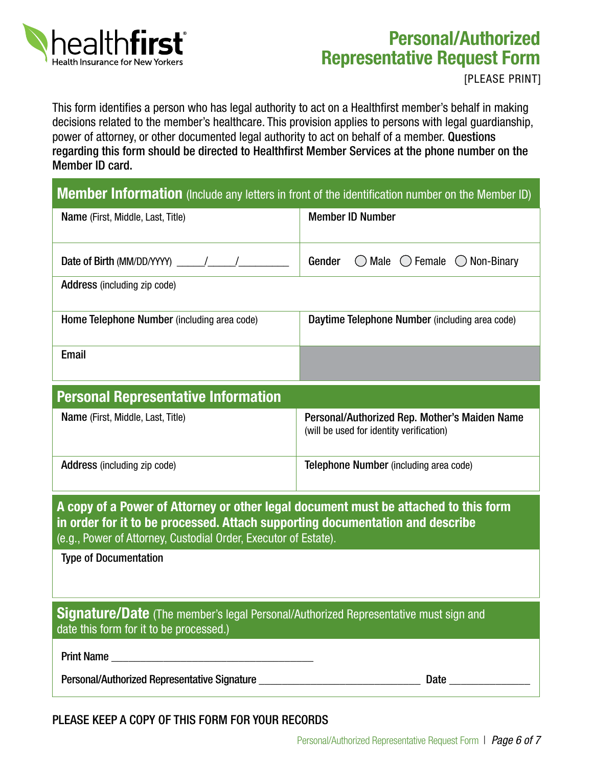healthfirst
Health Insurance for New Yorkers

# Personal/Authorized Representative Request Form

[PLEASE PRINT]

This form identifies a person who has legal authority to act on a Healthfirst member's behalf in making decisions related to the member's healthcare. This provision applies to persons with legal guardianship, power of attorney, or other documented legal authority to act on behalf of a member. **Questions regarding this form should be directed to Healthfirst Member Services at the phone number on the Member ID card.**

## Member Information (Include any letters in front of the identification number on the Member ID)

| | |
|---|---|
| **Name** (First, Middle, Last, Title) | **Member ID Number** |
| **Date of Birth** (MM/DD/YYYY) _____/_____/_________ | **Gender** ◯ Male ◯ Female ◯ Non-Binary |
| **Address** (including zip code) | |
| **Home Telephone Number** (including area code) | **Daytime Telephone Number** (including area code) |
| **Email** | |

## Personal Representative Information

| | |
|---|---|
| **Name** (First, Middle, Last, Title) | **Personal/Authorized Rep. Mother's Maiden Name** (will be used for identity verification) |
| **Address** (including zip code) | **Telephone Number** (including area code) |

**A copy of a Power of Attorney or other legal document must be attached to this form in order for it to be processed. Attach supporting documentation and describe** (e.g., Power of Attorney, Custodial Order, Executor of Estate).

**Type of Documentation**

## Signature/Date (The member's legal Personal/Authorized Representative must sign and date this form for it to be processed.)

Print Name ____________________________________

Personal/Authorized Representative Signature ____________________________ Date ______________

PLEASE KEEP A COPY OF THIS FORM FOR YOUR RECORDS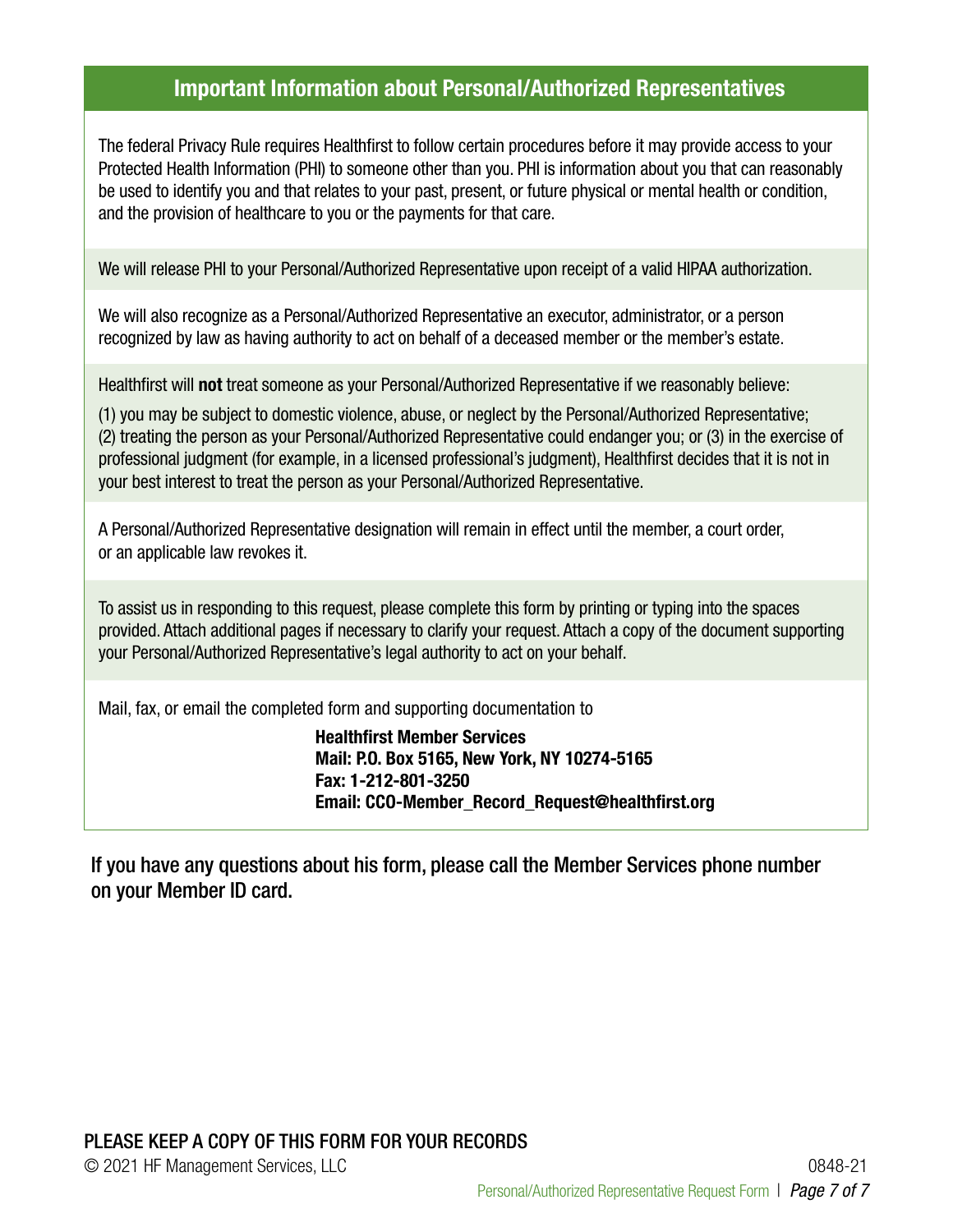## Important Information about Personal/Authorized Representatives

The federal Privacy Rule requires Healthfirst to follow certain procedures before it may provide access to your Protected Health Information (PHI) to someone other than you. PHI is information about you that can reasonably be used to identify you and that relates to your past, present, or future physical or mental health or condition, and the provision of healthcare to you or the payments for that care.

We will release PHI to your Personal/Authorized Representative upon receipt of a valid HIPAA authorization.

We will also recognize as a Personal/Authorized Representative an executor, administrator, or a person recognized by law as having authority to act on behalf of a deceased member or the member's estate.

Healthfirst will **not** treat someone as your Personal/Authorized Representative if we reasonably believe:

(1) you may be subject to domestic violence, abuse, or neglect by the Personal/Authorized Representative; (2) treating the person as your Personal/Authorized Representative could endanger you; or (3) in the exercise of professional judgment (for example, in a licensed professional's judgment), Healthfirst decides that it is not in your best interest to treat the person as your Personal/Authorized Representative.

A Personal/Authorized Representative designation will remain in effect until the member, a court order, or an applicable law revokes it.

To assist us in responding to this request, please complete this form by printing or typing into the spaces provided. Attach additional pages if necessary to clarify your request. Attach a copy of the document supporting your Personal/Authorized Representative's legal authority to act on your behalf.

Mail, fax, or email the completed form and supporting documentation to

**Healthfirst Member Services**
**Mail: P.O. Box 5165, New York, NY 10274-5165**
**Fax: 1-212-801-3250**
**Email: CCO-Member_Record_Request@healthfirst.org**

If you have any questions about his form, please call the Member Services phone number on your Member ID card.

PLEASE KEEP A COPY OF THIS FORM FOR YOUR RECORDS

© 2021 HF Management Services, LLC

0848-21